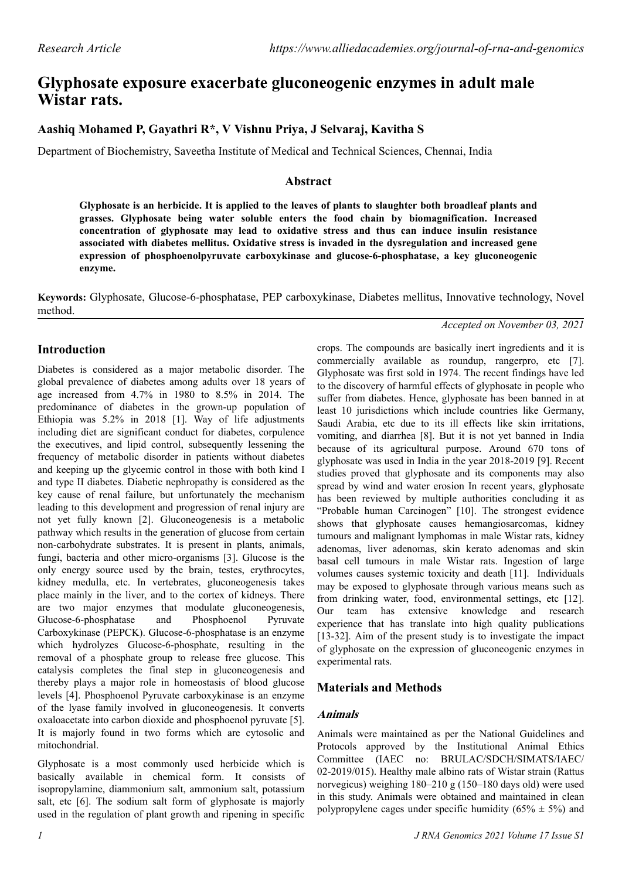# Glyphosate exposure exacerbate gluconeogenic enzymes in adult male Wistar rats.

**Aashiq Mohamed P, Gayathri R*, V Vishnu Priya, J Selvaraj, Kavitha S**

Department of Biochemistry, Saveetha Institute of Medical and Technical Sciences, Chennai, India

## Abstract

**Glyphosate is an herbicide. It is applied to the leaves of plants to slaughter both broadleaf plants and grasses. Glyphosate being water soluble enters the food chain by biomagnification. Increased concentration of glyphosate may lead to oxidative stress and thus can induce insulin resistance associated with diabetes mellitus. Oxidative stress is invaded in the dysregulation and increased gene expression of phosphoenolpyruvate carboxykinase and glucose-6-phosphatase, a key gluconeogenic enzyme.**

**Keywords:** Glyphosate, Glucose-6-phosphatase, PEP carboxykinase, Diabetes mellitus, Innovative technology, Novel method.

*Accepted on November 03, 2021*

## Introduction

Diabetes is considered as a major metabolic disorder. The global prevalence of diabetes among adults over 18 years of age increased from 4.7% in 1980 to 8.5% in 2014. The predominance of diabetes in the grown-up population of Ethiopia was 5.2% in 2018 [1]. Way of life adjustments including diet are significant conduct for diabetes, corpulence the executives, and lipid control, subsequently lessening the frequency of metabolic disorder in patients without diabetes and keeping up the glycemic control in those with both kind I and type II diabetes. Diabetic nephropathy is considered as the key cause of renal failure, but unfortunately the mechanism leading to this development and progression of renal injury are not yet fully known [2]. Gluconeogenesis is a metabolic pathway which results in the generation of glucose from certain non-carbohydrate substrates. It is present in plants, animals, fungi, bacteria and other micro-organisms [3]. Glucose is the only energy source used by the brain, testes, erythrocytes, kidney medulla, etc. In vertebrates, gluconeogenesis takes place mainly in the liver, and to the cortex of kidneys. There are two major enzymes that modulate gluconeogenesis, Glucose-6-phosphatase and Phosphoenol Pyruvate Carboxykinase (PEPCK). Glucose-6-phosphatase is an enzyme which hydrolyzes Glucose-6-phosphate, resulting in the removal of a phosphate group to release free glucose. This catalysis completes the final step in gluconeogenesis and thereby plays a major role in homeostasis of blood glucose levels [4]. Phosphoenol Pyruvate carboxykinase is an enzyme of the lyase family involved in gluconeogenesis. It converts oxaloacetate into carbon dioxide and phosphoenol pyruvate [5]. It is majorly found in two forms which are cytosolic and mitochondrial.

Glyphosate is a most commonly used herbicide which is basically available in chemical form. It consists of isopropylamine, diammonium salt, ammonium salt, potassium salt, etc [6]. The sodium salt form of glyphosate is majorly used in the regulation of plant growth and ripening in specific crops. The compounds are basically inert ingredients and it is commercially available as roundup, rangerpro, etc [7]. Glyphosate was first sold in 1974. The recent findings have led to the discovery of harmful effects of glyphosate in people who suffer from diabetes. Hence, glyphosate has been banned in at least 10 jurisdictions which include countries like Germany, Saudi Arabia, etc due to its ill effects like skin irritations, vomiting, and diarrhea [8]. But it is not yet banned in India because of its agricultural purpose. Around 670 tons of glyphosate was used in India in the year 2018-2019 [9]. Recent studies proved that glyphosate and its components may also spread by wind and water erosion In recent years, glyphosate has been reviewed by multiple authorities concluding it as "Probable human Carcinogen" [10]. The strongest evidence shows that glyphosate causes hemangiosarcomas, kidney tumours and malignant lymphomas in male Wistar rats, kidney adenomas, liver adenomas, skin kerato adenomas and skin basal cell tumours in male Wistar rats. Ingestion of large volumes causes systemic toxicity and death [11]. Individuals may be exposed to glyphosate through various means such as from drinking water, food, environmental settings, etc [12]. Our team has extensive knowledge and research experience that has translate into high quality publications [13-32]. Aim of the present study is to investigate the impact of glyphosate on the expression of gluconeogenic enzymes in experimental rats.

## Materials and Methods

### *Animals*

Animals were maintained as per the National Guidelines and Protocols approved by the Institutional Animal Ethics Committee (IAEC no: BRULAC/SDCH/SIMATS/IAEC/02-2019/015). Healthy male albino rats of Wistar strain (Rattus norvegicus) weighing 180–210 g (150–180 days old) were used in this study. Animals were obtained and maintained in clean polypropylene cages under specific humidity (65% ± 5%) and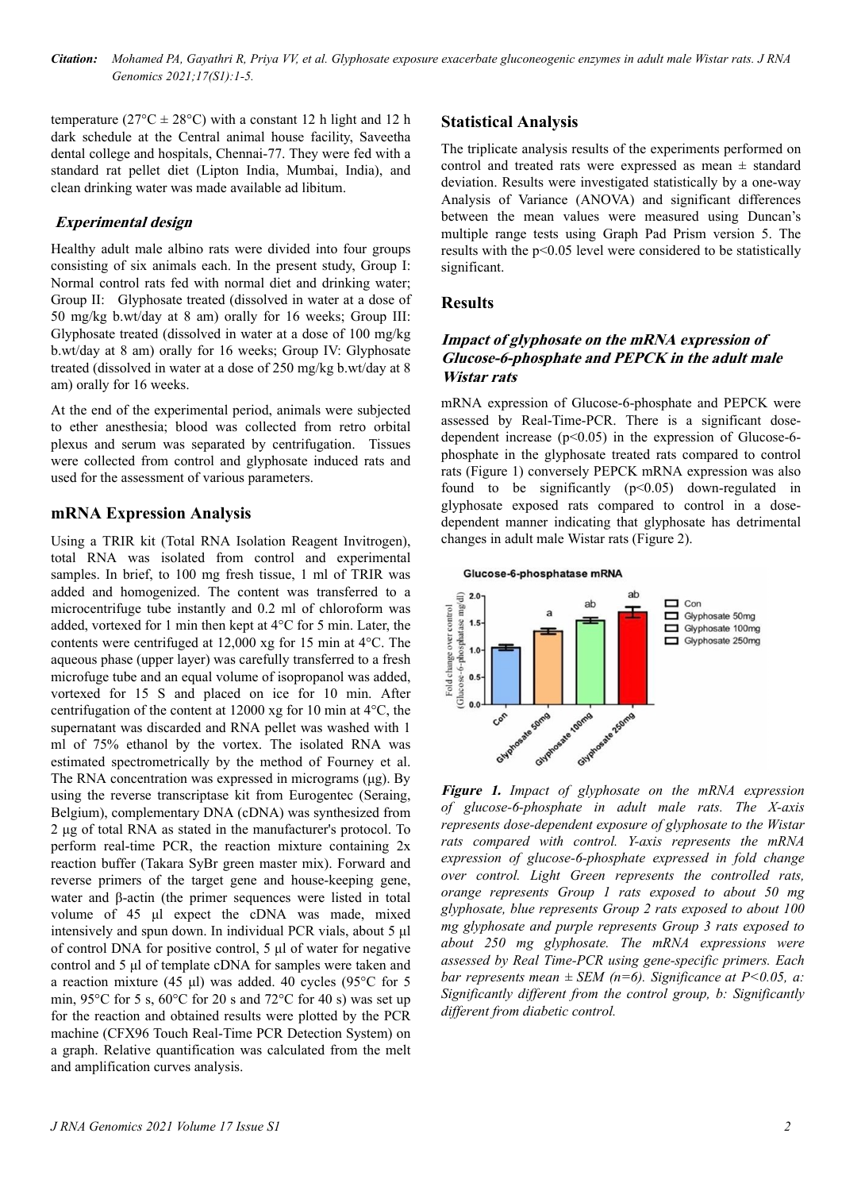temperature (27°C ± 28°C) with a constant 12 h light and 12 h dark schedule at the Central animal house facility, Saveetha dental college and hospitals, Chennai-77. They were fed with a standard rat pellet diet (Lipton India, Mumbai, India), and clean drinking water was made available ad libitum.

### *Experimental design*

Healthy adult male albino rats were divided into four groups consisting of six animals each. In the present study, Group I: Normal control rats fed with normal diet and drinking water; Group II: Glyphosate treated (dissolved in water at a dose of 50 mg/kg b.wt/day at 8 am) orally for 16 weeks; Group III: Glyphosate treated (dissolved in water at a dose of 100 mg/kg b.wt/day at 8 am) orally for 16 weeks; Group IV: Glyphosate treated (dissolved in water at a dose of 250 mg/kg b.wt/day at 8 am) orally for 16 weeks.

At the end of the experimental period, animals were subjected to ether anesthesia; blood was collected from retro orbital plexus and serum was separated by centrifugation. Tissues were collected from control and glyphosate induced rats and used for the assessment of various parameters.

## mRNA Expression Analysis

Using a TRIR kit (Total RNA Isolation Reagent Invitrogen), total RNA was isolated from control and experimental samples. In brief, to 100 mg fresh tissue, 1 ml of TRIR was added and homogenized. The content was transferred to a microcentrifuge tube instantly and 0.2 ml of chloroform was added, vortexed for 1 min then kept at 4°C for 5 min. Later, the contents were centrifuged at 12,000 xg for 15 min at 4°C. The aqueous phase (upper layer) was carefully transferred to a fresh microfuge tube and an equal volume of isopropanol was added, vortexed for 15 S and placed on ice for 10 min. After centrifugation of the content at 12000 xg for 10 min at 4°C, the supernatant was discarded and RNA pellet was washed with 1 ml of 75% ethanol by the vortex. The isolated RNA was estimated spectrometrically by the method of Fourney et al. The RNA concentration was expressed in micrograms (μg). By using the reverse transcriptase kit from Eurogentec (Seraing, Belgium), complementary DNA (cDNA) was synthesized from 2 μg of total RNA as stated in the manufacturer's protocol. To perform real-time PCR, the reaction mixture containing 2x reaction buffer (Takara SyBr green master mix). Forward and reverse primers of the target gene and house-keeping gene, water and β-actin (the primer sequences were listed in total volume of 45 μl expect the cDNA was made, mixed intensively and spun down. In individual PCR vials, about 5 μl of control DNA for positive control, 5 μl of water for negative control and 5 μl of template cDNA for samples were taken and a reaction mixture (45 μl) was added. 40 cycles (95°C for 5 min, 95°C for 5 s, 60°C for 20 s and 72°C for 40 s) was set up for the reaction and obtained results were plotted by the PCR machine (CFX96 Touch Real-Time PCR Detection System) on a graph. Relative quantification was calculated from the melt and amplification curves analysis.

## Statistical Analysis

The triplicate analysis results of the experiments performed on control and treated rats were expressed as mean ± standard deviation. Results were investigated statistically by a one-way Analysis of Variance (ANOVA) and significant differences between the mean values were measured using Duncan's multiple range tests using Graph Pad Prism version 5. The results with the $p<0.05$ level were considered to be statistically significant.

## Results

### *Impact of glyphosate on the mRNA expression of Glucose-6-phosphate and PEPCK in the adult male Wistar rats*

mRNA expression of Glucose-6-phosphate and PEPCK were assessed by Real-Time-PCR. There is a significant dose-dependent increase ($p<0.05$) in the expression of Glucose-6-phosphate in the glyphosate treated rats compared to control rats (Figure 1) conversely PEPCK mRNA expression was also found to be significantly ($p<0.05$) down-regulated in glyphosate exposed rats compared to control in a dose-dependent manner indicating that glyphosate has detrimental changes in adult male Wistar rats (Figure 2).

***Figure 1.*** *Impact of glyphosate on the mRNA expression of glucose-6-phosphate in adult male rats. The X-axis represents dose-dependent exposure of glyphosate to the Wistar rats compared with control. Y-axis represents the mRNA expression of glucose-6-phosphate expressed in fold change over control. Light Green represents the controlled rats, orange represents Group 1 rats exposed to about 50 mg glyphosate, blue represents Group 2 rats exposed to about 100 mg glyphosate and purple represents Group 3 rats exposed to about 250 mg glyphosate. The mRNA expressions were assessed by Real Time-PCR using gene-specific primers. Each bar represents mean ± SEM (n=6). Significance at P<0.05, a: Significantly different from the control group, b: Significantly different from diabetic control.*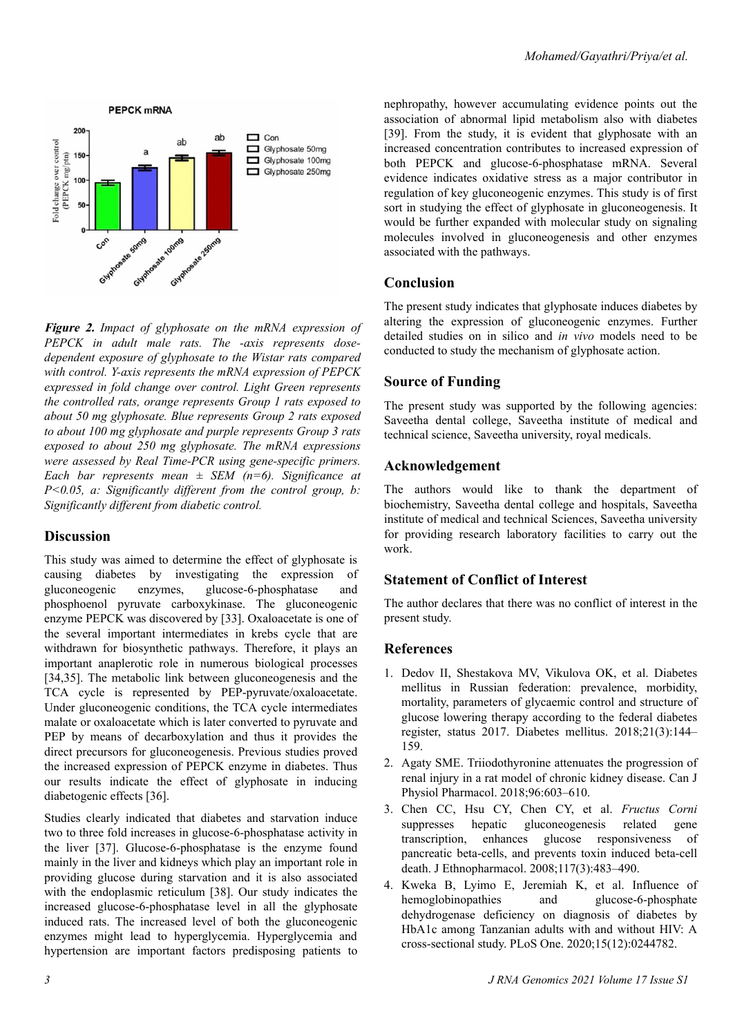*Figure 2. Impact of glyphosate on the mRNA expression of PEPCK in adult male rats. The -axis represents dose-dependent exposure of glyphosate to the Wistar rats compared with control. Y-axis represents the mRNA expression of PEPCK expressed in fold change over control. Light Green represents the controlled rats, orange represents Group 1 rats exposed to about 50 mg glyphosate. Blue represents Group 2 rats exposed to about 100 mg glyphosate and purple represents Group 3 rats exposed to about 250 mg glyphosate. The mRNA expressions were assessed by Real Time-PCR using gene-specific primers. Each bar represents mean ± SEM (n=6). Significance at P<0.05, a: Significantly different from the control group, b: Significantly different from diabetic control.*

## Discussion

This study was aimed to determine the effect of glyphosate is causing diabetes by investigating the expression of gluconeogenic enzymes, glucose-6-phosphatase and phosphoenol pyruvate carboxykinase. The gluconeogenic enzyme PEPCK was discovered by [33]. Oxaloacetate is one of the several important intermediates in krebs cycle that are withdrawn for biosynthetic pathways. Therefore, it plays an important anaplerotic role in numerous biological processes [34,35]. The metabolic link between gluconeogenesis and the TCA cycle is represented by PEP-pyruvate/oxaloacetate. Under gluconeogenic conditions, the TCA cycle intermediates malate or oxaloacetate which is later converted to pyruvate and PEP by means of decarboxylation and thus it provides the direct precursors for gluconeogenesis. Previous studies proved the increased expression of PEPCK enzyme in diabetes. Thus our results indicate the effect of glyphosate in inducing diabetogenic effects [36].

Studies clearly indicated that diabetes and starvation induce two to three fold increases in glucose-6-phosphatase activity in the liver [37]. Glucose-6-phosphatase is the enzyme found mainly in the liver and kidneys which play an important role in providing glucose during starvation and it is also associated with the endoplasmic reticulum [38]. Our study indicates the increased glucose-6-phosphatase level in all the glyphosate induced rats. The increased level of both the gluconeogenic enzymes might lead to hyperglycemia. Hyperglycemia and hypertension are important factors predisposing patients to nephropathy, however accumulating evidence points out the association of abnormal lipid metabolism also with diabetes [39]. From the study, it is evident that glyphosate with an increased concentration contributes to increased expression of both PEPCK and glucose-6-phosphatase mRNA. Several evidence indicates oxidative stress as a major contributor in regulation of key gluconeogenic enzymes. This study is of first sort in studying the effect of glyphosate in gluconeogenesis. It would be further expanded with molecular study on signaling molecules involved in gluconeogenesis and other enzymes associated with the pathways.

## Conclusion

The present study indicates that glyphosate induces diabetes by altering the expression of gluconeogenic enzymes. Further detailed studies on in silico and *in vivo* models need to be conducted to study the mechanism of glyphosate action.

## Source of Funding

The present study was supported by the following agencies: Saveetha dental college, Saveetha institute of medical and technical science, Saveetha university, royal medicals.

## Acknowledgement

The authors would like to thank the department of biochemistry, Saveetha dental college and hospitals, Saveetha institute of medical and technical Sciences, Saveetha university for providing research laboratory facilities to carry out the work.

## Statement of Conflict of Interest

The author declares that there was no conflict of interest in the present study.

## References

1. Dedov II, Shestakova MV, Vikulova OK, et al. Diabetes mellitus in Russian federation: prevalence, morbidity, mortality, parameters of glycaemic control and structure of glucose lowering therapy according to the federal diabetes register, status 2017. Diabetes mellitus. 2018;21(3):144–159.
2. Agaty SME. Triiodothyronine attenuates the progression of renal injury in a rat model of chronic kidney disease. Can J Physiol Pharmacol. 2018;96:603–610.
3. Chen CC, Hsu CY, Chen CY, et al. *Fructus Corni* suppresses hepatic gluconeogenesis related gene transcription, enhances glucose responsiveness of pancreatic beta-cells, and prevents toxin induced beta-cell death. J Ethnopharmacol. 2008;117(3):483–490.
4. Kweka B, Lyimo E, Jeremiah K, et al. Influence of hemoglobinopathies and glucose-6-phosphate dehydrogenase deficiency on diagnosis of diabetes by HbA1c among Tanzanian adults with and without HIV: A cross-sectional study. PLoS One. 2020;15(12):0244782.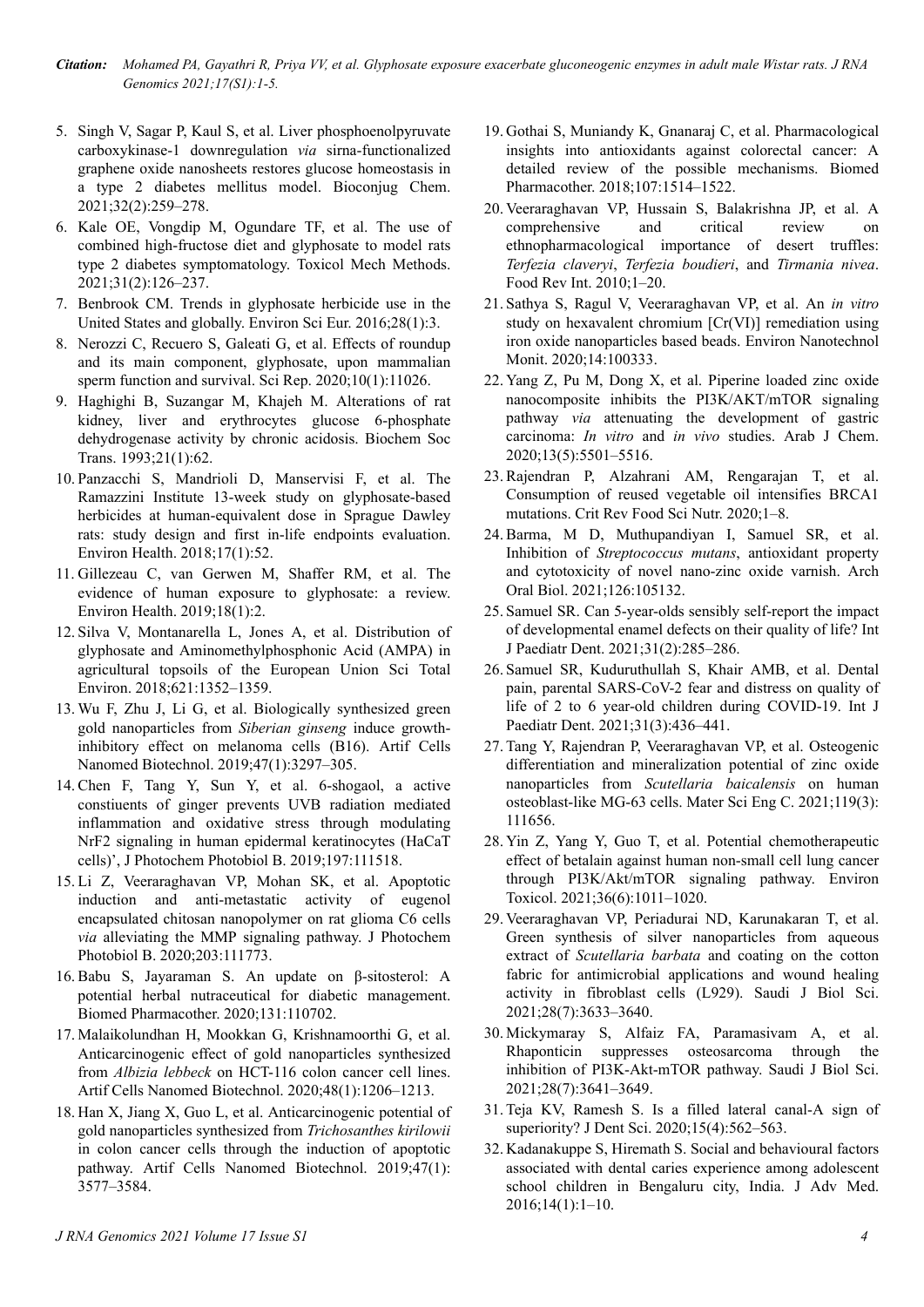5. Singh V, Sagar P, Kaul S, et al. Liver phosphoenolpyruvate carboxykinase-1 downregulation *via* sirna-functionalized graphene oxide nanosheets restores glucose homeostasis in a type 2 diabetes mellitus model. Bioconjug Chem. 2021;32(2):259–278.
6. Kale OE, Vongdip M, Ogundare TF, et al. The use of combined high-fructose diet and glyphosate to model rats type 2 diabetes symptomatology. Toxicol Mech Methods. 2021;31(2):126–237.
7. Benbrook CM. Trends in glyphosate herbicide use in the United States and globally. Environ Sci Eur. 2016;28(1):3.
8. Nerozzi C, Recuero S, Galeati G, et al. Effects of roundup and its main component, glyphosate, upon mammalian sperm function and survival. Sci Rep. 2020;10(1):11026.
9. Haghighi B, Suzangar M, Khajeh M. Alterations of rat kidney, liver and erythrocytes glucose 6-phosphate dehydrogenase activity by chronic acidosis. Biochem Soc Trans. 1993;21(1):62.
10. Panzacchi S, Mandrioli D, Manservisi F, et al. The Ramazzini Institute 13-week study on glyphosate-based herbicides at human-equivalent dose in Sprague Dawley rats: study design and first in-life endpoints evaluation. Environ Health. 2018;17(1):52.
11. Gillezeau C, van Gerwen M, Shaffer RM, et al. The evidence of human exposure to glyphosate: a review. Environ Health. 2019;18(1):2.
12. Silva V, Montanarella L, Jones A, et al. Distribution of glyphosate and Aminomethylphosphonic Acid (AMPA) in agricultural topsoils of the European Union Sci Total Environ. 2018;621:1352–1359.
13. Wu F, Zhu J, Li G, et al. Biologically synthesized green gold nanoparticles from *Siberian ginseng* induce growth-inhibitory effect on melanoma cells (B16). Artif Cells Nanomed Biotechnol. 2019;47(1):3297–305.
14. Chen F, Tang Y, Sun Y, et al. 6-shogaol, a active constiuents of ginger prevents UVB radiation mediated inflammation and oxidative stress through modulating NrF2 signaling in human epidermal keratinocytes (HaCaT cells)', J Photochem Photobiol B. 2019;197:111518.
15. Li Z, Veeraraghavan VP, Mohan SK, et al. Apoptotic induction and anti-metastatic activity of eugenol encapsulated chitosan nanopolymer on rat glioma C6 cells *via* alleviating the MMP signaling pathway. J Photochem Photobiol B. 2020;203:111773.
16. Babu S, Jayaraman S. An update on β-sitosterol: A potential herbal nutraceutical for diabetic management. Biomed Pharmacother. 2020;131:110702.
17. Malaikolundhan H, Mookkan G, Krishnamoorthi G, et al. Anticarcinogenic effect of gold nanoparticles synthesized from *Albizia lebbeck* on HCT-116 colon cancer cell lines. Artif Cells Nanomed Biotechnol. 2020;48(1):1206–1213.
18. Han X, Jiang X, Guo L, et al. Anticarcinogenic potential of gold nanoparticles synthesized from *Trichosanthes kirilowii* in colon cancer cells through the induction of apoptotic pathway. Artif Cells Nanomed Biotechnol. 2019;47(1): 3577–3584.
19. Gothai S, Muniandy K, Gnanaraj C, et al. Pharmacological insights into antioxidants against colorectal cancer: A detailed review of the possible mechanisms. Biomed Pharmacother. 2018;107:1514–1522.
20. Veeraraghavan VP, Hussain S, Balakrishna JP, et al. A comprehensive and critical review on ethnopharmacological importance of desert truffles: *Terfezia claveryi*, *Terfezia boudieri*, and *Tirmania nivea*. Food Rev Int. 2010;1–20.
21. Sathya S, Ragul V, Veeraraghavan VP, et al. An *in vitro* study on hexavalent chromium [Cr(VI)] remediation using iron oxide nanoparticles based beads. Environ Nanotechnol Monit. 2020;14:100333.
22. Yang Z, Pu M, Dong X, et al. Piperine loaded zinc oxide nanocomposite inhibits the PI3K/AKT/mTOR signaling pathway *via* attenuating the development of gastric carcinoma: *In vitro* and *in vivo* studies. Arab J Chem. 2020;13(5):5501–5516.
23. Rajendran P, Alzahrani AM, Rengarajan T, et al. Consumption of reused vegetable oil intensifies BRCA1 mutations. Crit Rev Food Sci Nutr. 2020;1–8.
24. Barma, M D, Muthupandiyan I, Samuel SR, et al. Inhibition of *Streptococcus mutans*, antioxidant property and cytotoxicity of novel nano-zinc oxide varnish. Arch Oral Biol. 2021;126:105132.
25. Samuel SR. Can 5-year-olds sensibly self-report the impact of developmental enamel defects on their quality of life? Int J Paediatr Dent. 2021;31(2):285–286.
26. Samuel SR, Kuduruthullah S, Khair AMB, et al. Dental pain, parental SARS-CoV-2 fear and distress on quality of life of 2 to 6 year-old children during COVID-19. Int J Paediatr Dent. 2021;31(3):436–441.
27. Tang Y, Rajendran P, Veeraraghavan VP, et al. Osteogenic differentiation and mineralization potential of zinc oxide nanoparticles from *Scutellaria baicalensis* on human osteoblast-like MG-63 cells. Mater Sci Eng C. 2021;119(3): 111656.
28. Yin Z, Yang Y, Guo T, et al. Potential chemotherapeutic effect of betalain against human non-small cell lung cancer through PI3K/Akt/mTOR signaling pathway. Environ Toxicol. 2021;36(6):1011–1020.
29. Veeraraghavan VP, Periadurai ND, Karunakaran T, et al. Green synthesis of silver nanoparticles from aqueous extract of *Scutellaria barbata* and coating on the cotton fabric for antimicrobial applications and wound healing activity in fibroblast cells (L929). Saudi J Biol Sci. 2021;28(7):3633–3640.
30. Mickymaray S, Alfaiz FA, Paramasivam A, et al. Rhaponticin suppresses osteosarcoma through the inhibition of PI3K-Akt-mTOR pathway. Saudi J Biol Sci. 2021;28(7):3641–3649.
31. Teja KV, Ramesh S. Is a filled lateral canal-A sign of superiority? J Dent Sci. 2020;15(4):562–563.
32. Kadanakuppe S, Hiremath S. Social and behavioural factors associated with dental caries experience among adolescent school children in Bengaluru city, India. J Adv Med. 2016;14(1):1–10.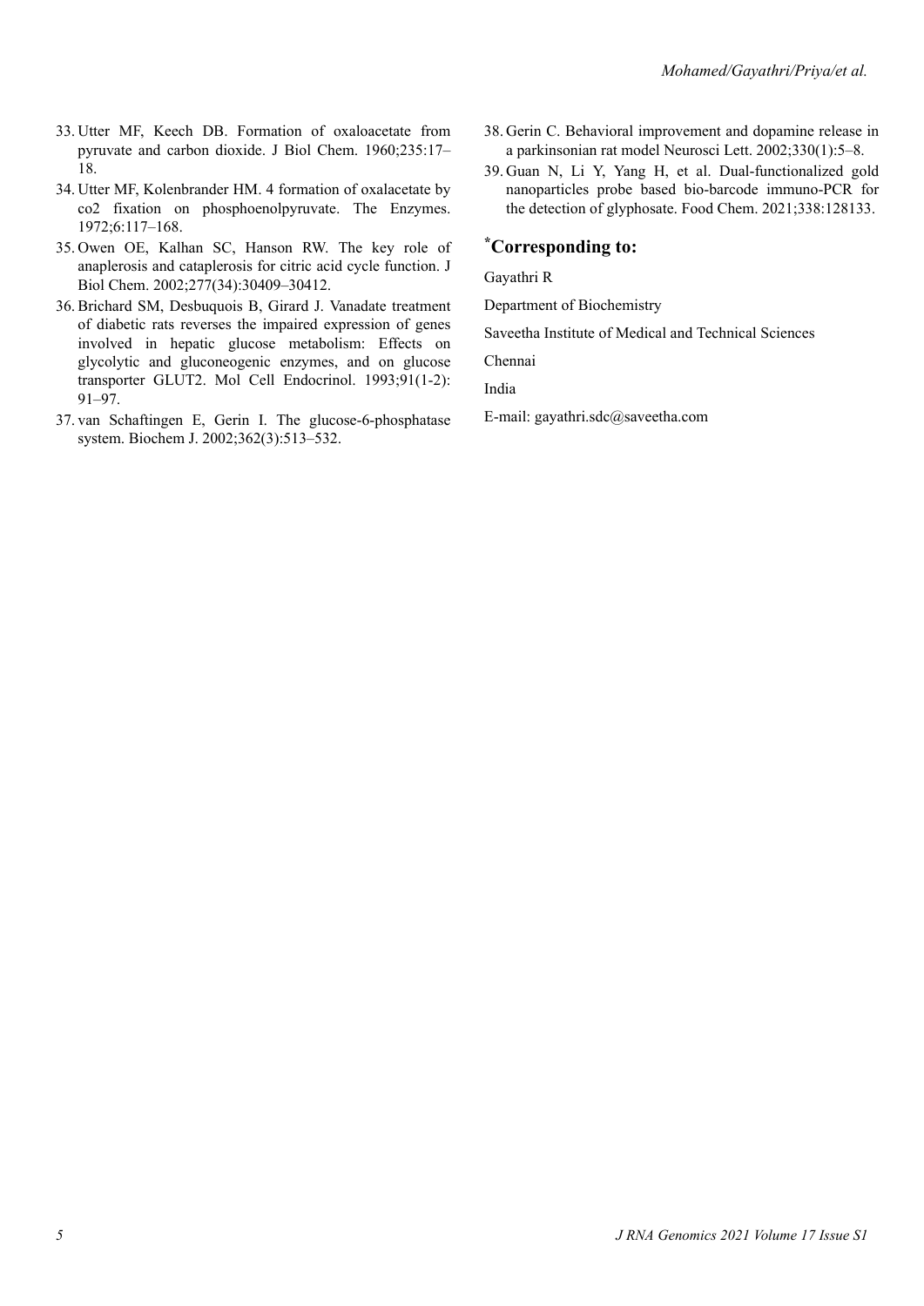33. Utter MF, Keech DB. Formation of oxaloacetate from pyruvate and carbon dioxide. J Biol Chem. 1960;235:17–18.
34. Utter MF, Kolenbrander HM. 4 formation of oxalacetate by co2 fixation on phosphoenolpyruvate. The Enzymes. 1972;6:117–168.
35. Owen OE, Kalhan SC, Hanson RW. The key role of anaplerosis and cataplerosis for citric acid cycle function. J Biol Chem. 2002;277(34):30409–30412.
36. Brichard SM, Desbuquois B, Girard J. Vanadate treatment of diabetic rats reverses the impaired expression of genes involved in hepatic glucose metabolism: Effects on glycolytic and gluconeogenic enzymes, and on glucose transporter GLUT2. Mol Cell Endocrinol. 1993;91(1-2): 91–97.
37. van Schaftingen E, Gerin I. The glucose-6-phosphatase system. Biochem J. 2002;362(3):513–532.
38. Gerin C. Behavioral improvement and dopamine release in a parkinsonian rat model Neurosci Lett. 2002;330(1):5–8.
39. Guan N, Li Y, Yang H, et al. Dual-functionalized gold nanoparticles probe based bio-barcode immuno-PCR for the detection of glyphosate. Food Chem. 2021;338:128133.

## *Corresponding to:

Gayathri R

Department of Biochemistry

Saveetha Institute of Medical and Technical Sciences

Chennai

India

E-mail: gayathri.sdc@saveetha.com